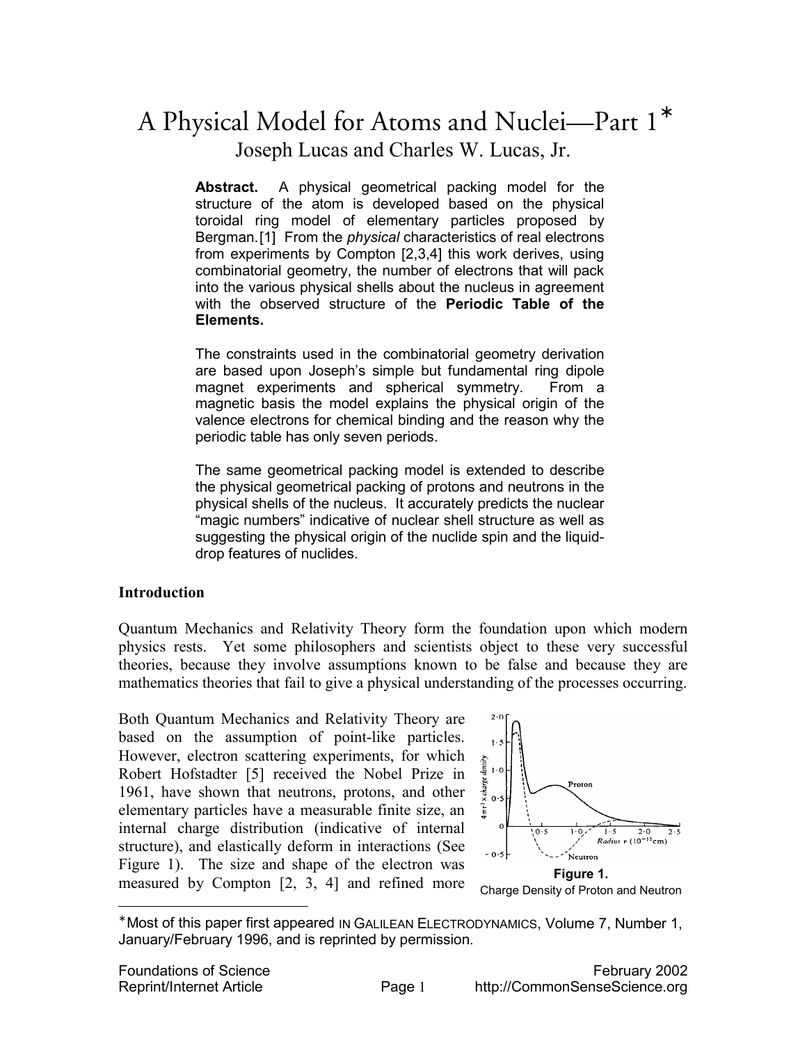# A Physical Model for Atoms and Nuclei—Part 1*

Joseph Lucas and Charles W. Lucas, Jr.

**Abstract.** A physical geometrical packing model for the structure of the atom is developed based on the physical toroidal ring model of elementary particles proposed by Bergman.[1] From the *physical* characteristics of real electrons from experiments by Compton [2,3,4] this work derives, using combinatorial geometry, the number of electrons that will pack into the various physical shells about the nucleus in agreement with the observed structure of the **Periodic Table of the Elements.**

The constraints used in the combinatorial geometry derivation are based upon Joseph's simple but fundamental ring dipole magnet experiments and spherical symmetry. From a magnetic basis the model explains the physical origin of the valence electrons for chemical binding and the reason why the periodic table has only seven periods.

The same geometrical packing model is extended to describe the physical geometrical packing of protons and neutrons in the physical shells of the nucleus. It accurately predicts the nuclear "magic numbers" indicative of nuclear shell structure as well as suggesting the physical origin of the nuclide spin and the liquid-drop features of nuclides.

### Introduction

Quantum Mechanics and Relativity Theory form the foundation upon which modern physics rests. Yet some philosophers and scientists object to these very successful theories, because they involve assumptions known to be false and because they are mathematics theories that fail to give a physical understanding of the processes occurring.

Both Quantum Mechanics and Relativity Theory are based on the assumption of point-like particles. However, electron scattering experiments, for which Robert Hofstadter [5] received the Nobel Prize in 1961, have shown that neutrons, protons, and other elementary particles have a measurable finite size, an internal charge distribution (indicative of internal structure), and elastically deform in interactions (See Figure 1). The size and shape of the electron was measured by Compton [2, 3, 4] and refined more

**Figure 1.**
Charge Density of Proton and Neutron

---

*Most of this paper first appeared IN GALILEAN ELECTRODYNAMICS, Volume 7, Number 1, January/February 1996, and is reprinted by permission.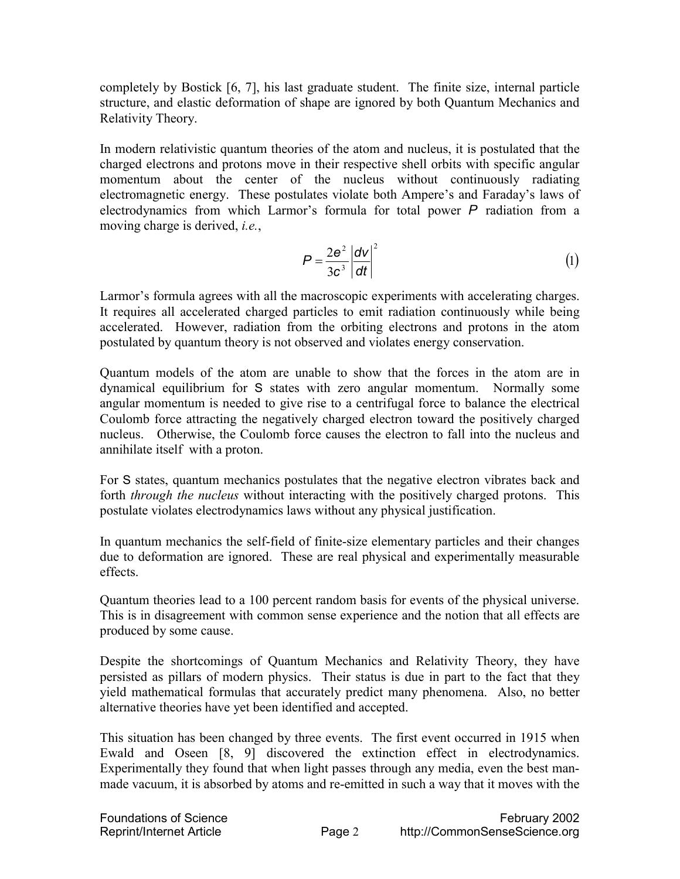completely by Bostick [6, 7], his last graduate student. The finite size, internal particle structure, and elastic deformation of shape are ignored by both Quantum Mechanics and Relativity Theory.

In modern relativistic quantum theories of the atom and nucleus, it is postulated that the charged electrons and protons move in their respective shell orbits with specific angular momentum about the center of the nucleus without continuously radiating electromagnetic energy. These postulates violate both Ampere's and Faraday's laws of electrodynamics from which Larmor's formula for total power $P$ radiation from a moving charge is derived, *i.e.*,

$$P = \frac{2e^2}{3c^3}\left|\frac{dv}{dt}\right|^2 \tag{1}$$

Larmor's formula agrees with all the macroscopic experiments with accelerating charges. It requires all accelerated charged particles to emit radiation continuously while being accelerated. However, radiation from the orbiting electrons and protons in the atom postulated by quantum theory is not observed and violates energy conservation.

Quantum models of the atom are unable to show that the forces in the atom are in dynamical equilibrium for S states with zero angular momentum. Normally some angular momentum is needed to give rise to a centrifugal force to balance the electrical Coulomb force attracting the negatively charged electron toward the positively charged nucleus. Otherwise, the Coulomb force causes the electron to fall into the nucleus and annihilate itself with a proton.

For S states, quantum mechanics postulates that the negative electron vibrates back and forth *through the nucleus* without interacting with the positively charged protons. This postulate violates electrodynamics laws without any physical justification.

In quantum mechanics the self-field of finite-size elementary particles and their changes due to deformation are ignored. These are real physical and experimentally measurable effects.

Quantum theories lead to a 100 percent random basis for events of the physical universe. This is in disagreement with common sense experience and the notion that all effects are produced by some cause.

Despite the shortcomings of Quantum Mechanics and Relativity Theory, they have persisted as pillars of modern physics. Their status is due in part to the fact that they yield mathematical formulas that accurately predict many phenomena. Also, no better alternative theories have yet been identified and accepted.

This situation has been changed by three events. The first event occurred in 1915 when Ewald and Oseen [8, 9] discovered the extinction effect in electrodynamics. Experimentally they found that when light passes through any media, even the best man-made vacuum, it is absorbed by atoms and re-emitted in such a way that it moves with the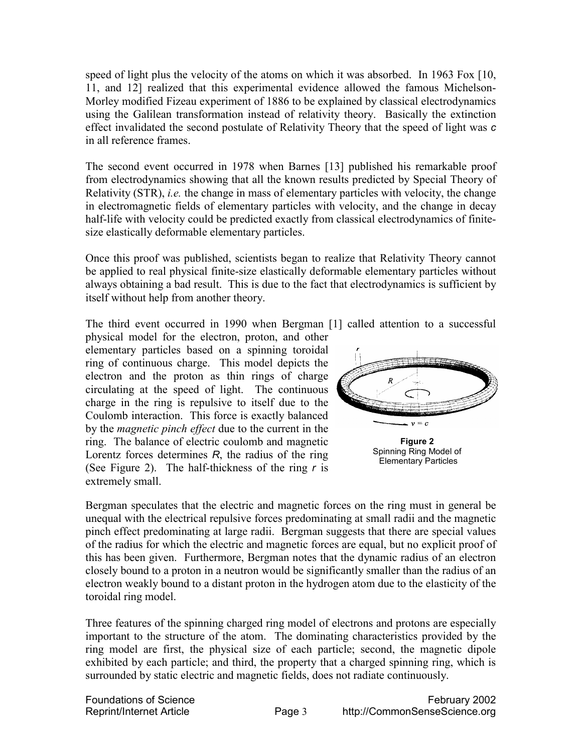speed of light plus the velocity of the atoms on which it was absorbed. In 1963 Fox [10, 11, and 12] realized that this experimental evidence allowed the famous Michelson-Morley modified Fizeau experiment of 1886 to be explained by classical electrodynamics using the Galilean transformation instead of relativity theory. Basically the extinction effect invalidated the second postulate of Relativity Theory that the speed of light was $c$ in all reference frames.

The second event occurred in 1978 when Barnes [13] published his remarkable proof from electrodynamics showing that all the known results predicted by Special Theory of Relativity (STR), *i.e.* the change in mass of elementary particles with velocity, the change in electromagnetic fields of elementary particles with velocity, and the change in decay half-life with velocity could be predicted exactly from classical electrodynamics of finite-size elastically deformable elementary particles.

Once this proof was published, scientists began to realize that Relativity Theory cannot be applied to real physical finite-size elastically deformable elementary particles without always obtaining a bad result. This is due to the fact that electrodynamics is sufficient by itself without help from another theory.

The third event occurred in 1990 when Bergman [1] called attention to a successful physical model for the electron, proton, and other elementary particles based on a spinning toroidal ring of continuous charge. This model depicts the electron and the proton as thin rings of charge circulating at the speed of light. The continuous charge in the ring is repulsive to itself due to the Coulomb interaction. This force is exactly balanced by the *magnetic pinch effect* due to the current in the ring. The balance of electric coulomb and magnetic Lorentz forces determines $R$, the radius of the ring (See Figure 2). The half-thickness of the ring $r$ is extremely small.

**Figure 2**
Spinning Ring Model of Elementary Particles

Bergman speculates that the electric and magnetic forces on the ring must in general be unequal with the electrical repulsive forces predominating at small radii and the magnetic pinch effect predominating at large radii. Bergman suggests that there are special values of the radius for which the electric and magnetic forces are equal, but no explicit proof of this has been given. Furthermore, Bergman notes that the dynamic radius of an electron closely bound to a proton in a neutron would be significantly smaller than the radius of an electron weakly bound to a distant proton in the hydrogen atom due to the elasticity of the toroidal ring model.

Three features of the spinning charged ring model of electrons and protons are especially important to the structure of the atom. The dominating characteristics provided by the ring model are first, the physical size of each particle; second, the magnetic dipole exhibited by each particle; and third, the property that a charged spinning ring, which is surrounded by static electric and magnetic fields, does not radiate continuously.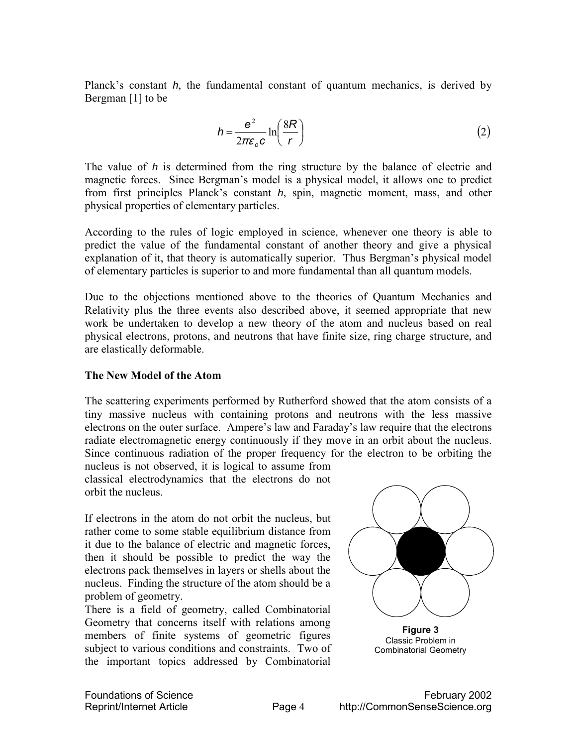Planck's constant $h$, the fundamental constant of quantum mechanics, is derived by Bergman [1] to be

$$h = \frac{e^2}{2\pi\varepsilon_o c} \ln\left(\frac{8R}{r}\right) \tag{2}$$

The value of $h$ is determined from the ring structure by the balance of electric and magnetic forces. Since Bergman's model is a physical model, it allows one to predict from first principles Planck's constant $h$, spin, magnetic moment, mass, and other physical properties of elementary particles.

According to the rules of logic employed in science, whenever one theory is able to predict the value of the fundamental constant of another theory and give a physical explanation of it, that theory is automatically superior. Thus Bergman's physical model of elementary particles is superior to and more fundamental than all quantum models.

Due to the objections mentioned above to the theories of Quantum Mechanics and Relativity plus the three events also described above, it seemed appropriate that new work be undertaken to develop a new theory of the atom and nucleus based on real physical electrons, protons, and neutrons that have finite size, ring charge structure, and are elastically deformable.

**The New Model of the Atom**

The scattering experiments performed by Rutherford showed that the atom consists of a tiny massive nucleus with containing protons and neutrons with the less massive electrons on the outer surface. Ampere's law and Faraday's law require that the electrons radiate electromagnetic energy continuously if they move in an orbit about the nucleus. Since continuous radiation of the proper frequency for the electron to be orbiting the nucleus is not observed, it is logical to assume from classical electrodynamics that the electrons do not orbit the nucleus.

If electrons in the atom do not orbit the nucleus, but rather come to some stable equilibrium distance from it due to the balance of electric and magnetic forces, then it should be possible to predict the way the electrons pack themselves in layers or shells about the nucleus. Finding the structure of the atom should be a problem of geometry.

There is a field of geometry, called Combinatorial Geometry that concerns itself with relations among members of finite systems of geometric figures subject to various conditions and constraints. Two of the important topics addressed by Combinatorial

**Figure 3**
Classic Problem in Combinatorial Geometry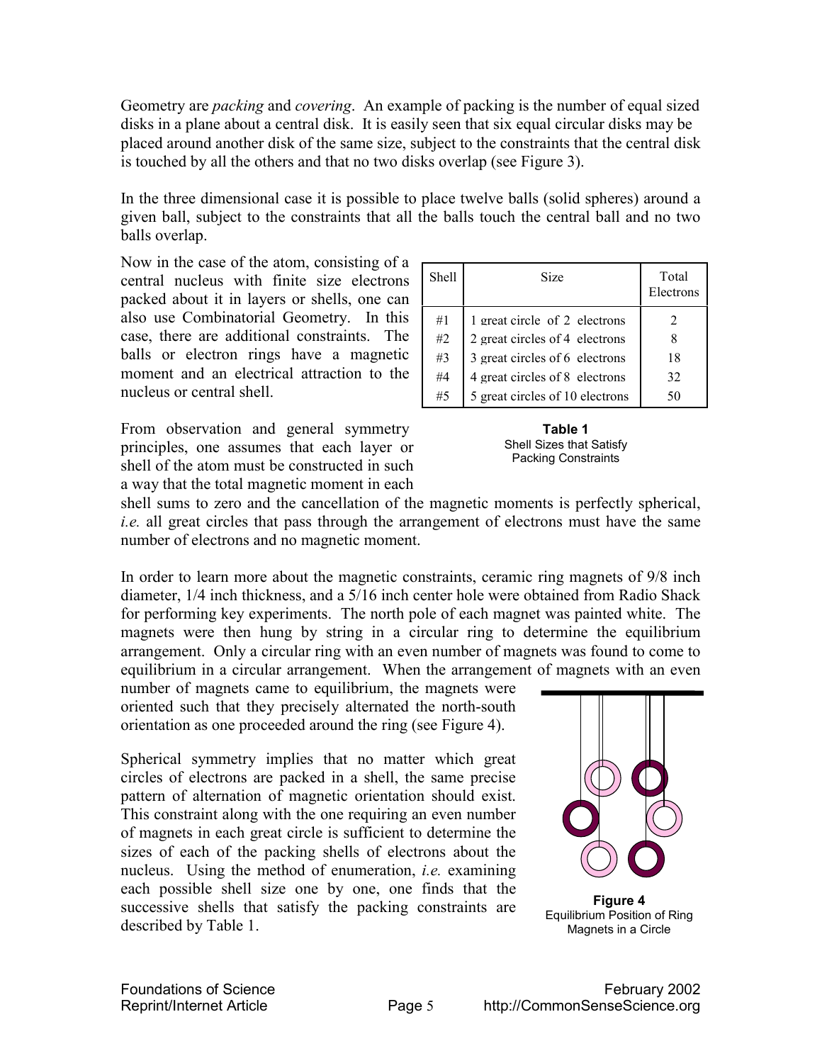Geometry are *packing* and *covering*. An example of packing is the number of equal sized disks in a plane about a central disk. It is easily seen that six equal circular disks may be placed around another disk of the same size, subject to the constraints that the central disk is touched by all the others and that no two disks overlap (see Figure 3).

In the three dimensional case it is possible to place twelve balls (solid spheres) around a given ball, subject to the constraints that all the balls touch the central ball and no two balls overlap.

Now in the case of the atom, consisting of a central nucleus with finite size electrons packed about it in layers or shells, one can also use Combinatorial Geometry. In this case, there are additional constraints. The balls or electron rings have a magnetic moment and an electrical attraction to the nucleus or central shell.

| Shell | Size | Total Electrons |
|---|---|---|
| #1 | 1 great circle of 2 electrons | 2 |
| #2 | 2 great circles of 4 electrons | 8 |
| #3 | 3 great circles of 6 electrons | 18 |
| #4 | 4 great circles of 8 electrons | 32 |
| #5 | 5 great circles of 10 electrons | 50 |

**Table 1**
Shell Sizes that Satisfy Packing Constraints

From observation and general symmetry principles, one assumes that each layer or shell of the atom must be constructed in such a way that the total magnetic moment in each shell sums to zero and the cancellation of the magnetic moments is perfectly spherical, *i.e.* all great circles that pass through the arrangement of electrons must have the same number of electrons and no magnetic moment.

In order to learn more about the magnetic constraints, ceramic ring magnets of 9/8 inch diameter, 1/4 inch thickness, and a 5/16 inch center hole were obtained from Radio Shack for performing key experiments. The north pole of each magnet was painted white. The magnets were then hung by string in a circular ring to determine the equilibrium arrangement. Only a circular ring with an even number of magnets was found to come to equilibrium in a circular arrangement. When the arrangement of magnets with an even number of magnets came to equilibrium, the magnets were oriented such that they precisely alternated the north-south orientation as one proceeded around the ring (see Figure 4).

Spherical symmetry implies that no matter which great circles of electrons are packed in a shell, the same precise pattern of alternation of magnetic orientation should exist. This constraint along with the one requiring an even number of magnets in each great circle is sufficient to determine the sizes of each of the packing shells of electrons about the nucleus. Using the method of enumeration, *i.e.* examining each possible shell size one by one, one finds that the successive shells that satisfy the packing constraints are described by Table 1.

**Figure 4**
Equilibrium Position of Ring Magnets in a Circle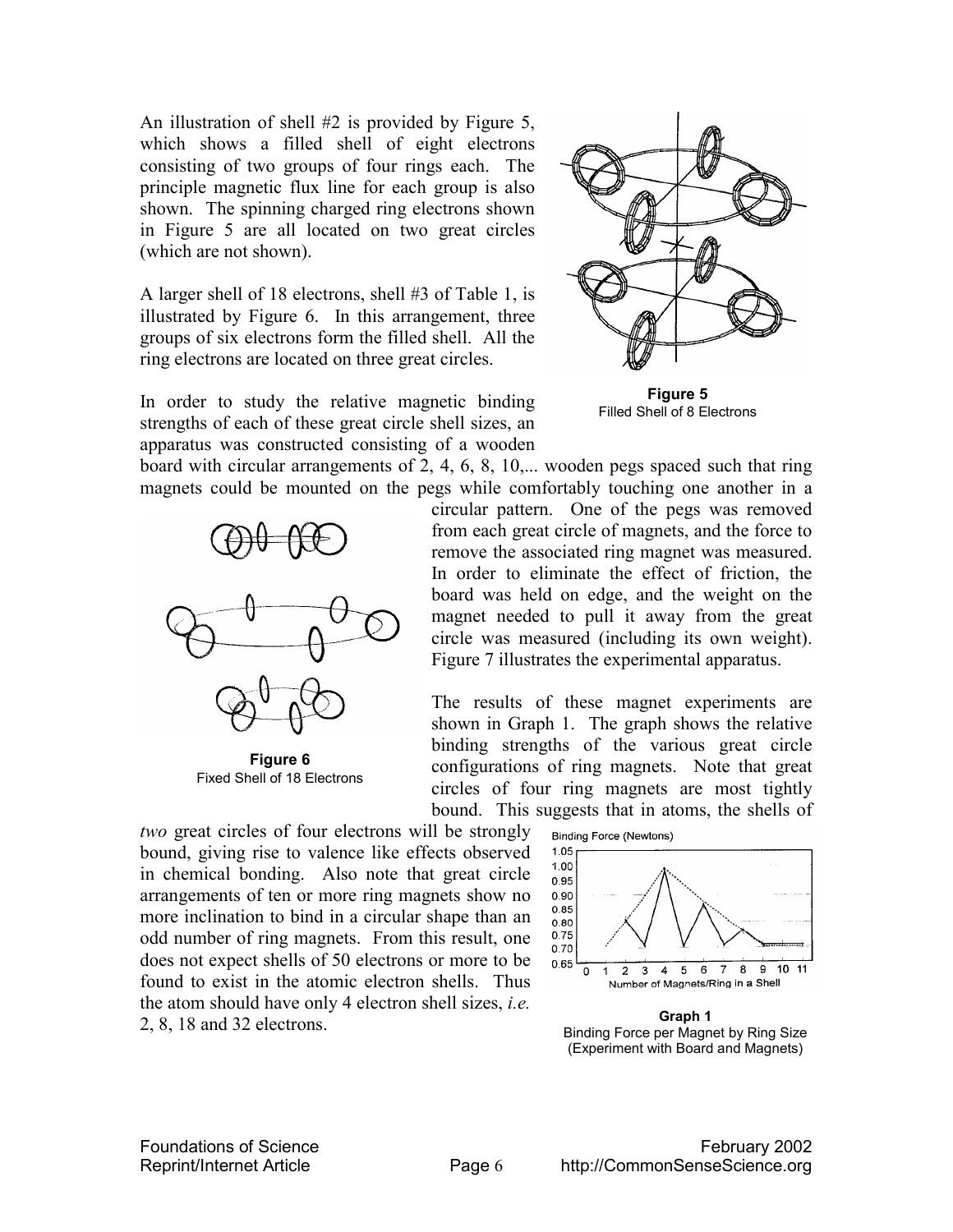An illustration of shell #2 is provided by Figure 5, which shows a filled shell of eight electrons consisting of two groups of four rings each. The principle magnetic flux line for each group is also shown. The spinning charged ring electrons shown in Figure 5 are all located on two great circles (which are not shown).

A larger shell of 18 electrons, shell #3 of Table 1, is illustrated by Figure 6. In this arrangement, three groups of six electrons form the filled shell. All the ring electrons are located on three great circles.

**Figure 5**
Filled Shell of 8 Electrons

In order to study the relative magnetic binding strengths of each of these great circle shell sizes, an apparatus was constructed consisting of a wooden board with circular arrangements of 2, 4, 6, 8, 10,... wooden pegs spaced such that ring magnets could be mounted on the pegs while comfortably touching one another in a circular pattern. One of the pegs was removed from each great circle of magnets, and the force to remove the associated ring magnet was measured. In order to eliminate the effect of friction, the board was held on edge, and the weight on the magnet needed to pull it away from the great circle was measured (including its own weight). Figure 7 illustrates the experimental apparatus.

**Figure 6**
Fixed Shell of 18 Electrons

The results of these magnet experiments are shown in Graph 1. The graph shows the relative binding strengths of the various great circle configurations of ring magnets. Note that great circles of four ring magnets are most tightly bound. This suggests that in atoms, the shells of *two* great circles of four electrons will be strongly bound, giving rise to valence like effects observed in chemical bonding. Also note that great circle arrangements of ten or more ring magnets show no more inclination to bind in a circular shape than an odd number of ring magnets. From this result, one does not expect shells of 50 electrons or more to be found to exist in the atomic electron shells. Thus the atom should have only 4 electron shell sizes, *i.e.* 2, 8, 18 and 32 electrons.

**Graph 1**
Binding Force per Magnet by Ring Size
(Experiment with Board and Magnets)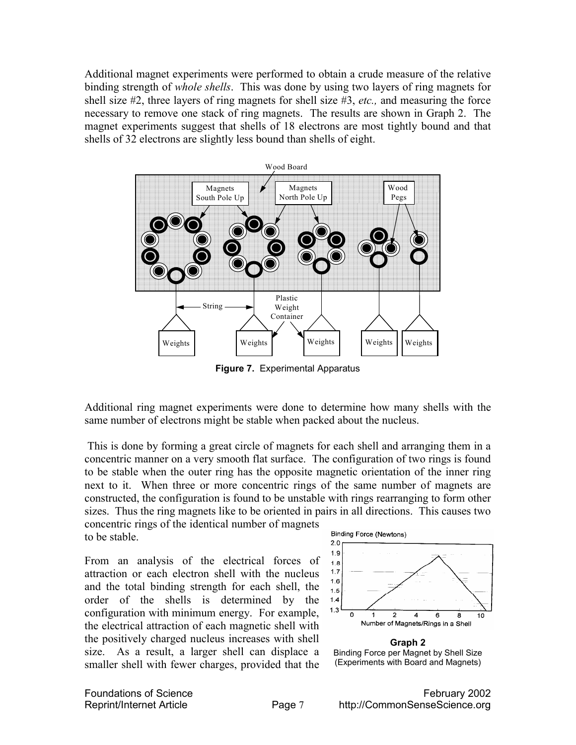Additional magnet experiments were performed to obtain a crude measure of the relative binding strength of *whole shells*. This was done by using two layers of ring magnets for shell size #2, three layers of ring magnets for shell size #3, *etc.,* and measuring the force necessary to remove one stack of ring magnets. The results are shown in Graph 2. The magnet experiments suggest that shells of 18 electrons are most tightly bound and that shells of 32 electrons are slightly less bound than shells of eight.

**Figure 7.** Experimental Apparatus

Additional ring magnet experiments were done to determine how many shells with the same number of electrons might be stable when packed about the nucleus.

This is done by forming a great circle of magnets for each shell and arranging them in a concentric manner on a very smooth flat surface. The configuration of two rings is found to be stable when the outer ring has the opposite magnetic orientation of the inner ring next to it. When three or more concentric rings of the same number of magnets are constructed, the configuration is found to be unstable with rings rearranging to form other sizes. Thus the ring magnets like to be oriented in pairs in all directions. This causes two concentric rings of the identical number of magnets to be stable.

From an analysis of the electrical forces of attraction or each electron shell with the nucleus and the total binding strength for each shell, the order of the shells is determined by the configuration with minimum energy. For example, the electrical attraction of each magnetic shell with the positively charged nucleus increases with shell size. As a result, a larger shell can displace a smaller shell with fewer charges, provided that the

**Graph 2**
Binding Force per Magnet by Shell Size
(Experiments with Board and Magnets)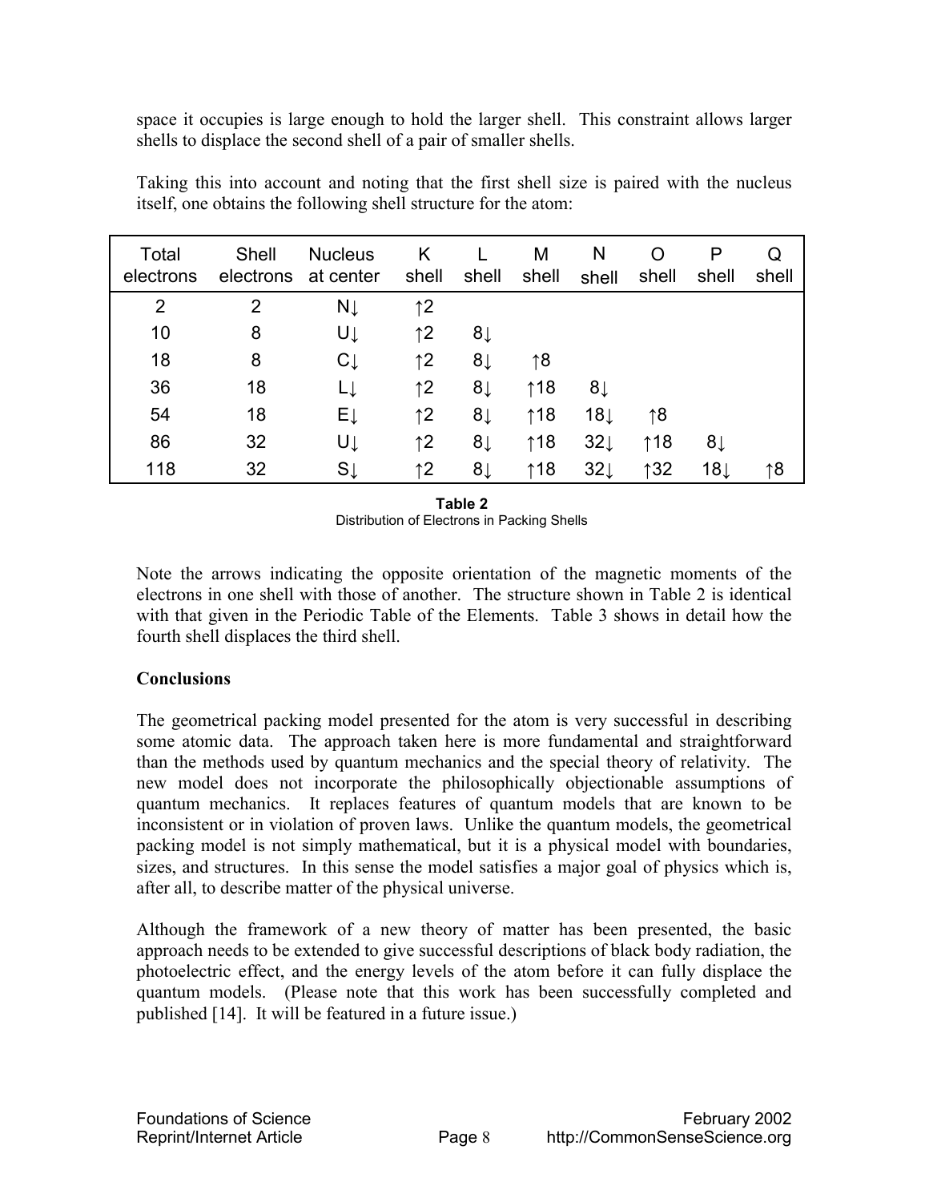space it occupies is large enough to hold the larger shell. This constraint allows larger shells to displace the second shell of a pair of smaller shells.

Taking this into account and noting that the first shell size is paired with the nucleus itself, one obtains the following shell structure for the atom:

| Total electrons | Shell electrons | Nucleus at center | K shell | L shell | M shell | N shell | O shell | P shell | Q shell |
|---|---|---|---|---|---|---|---|---|---|
| 2 | 2 | N↓ | ↑2 | | | | | | |
| 10 | 8 | U↓ | ↑2 | 8↓ | | | | | |
| 18 | 8 | C↓ | ↑2 | 8↓ | ↑8 | | | | |
| 36 | 18 | L↓ | ↑2 | 8↓ | ↑18 | 8↓ | | | |
| 54 | 18 | E↓ | ↑2 | 8↓ | ↑18 | 18↓ | ↑8 | | |
| 86 | 32 | U↓ | ↑2 | 8↓ | ↑18 | 32↓ | ↑18 | 8↓ | |
| 118 | 32 | S↓ | ↑2 | 8↓ | ↑18 | 32↓ | ↑32 | 18↓ | ↑8 |

**Table 2**
Distribution of Electrons in Packing Shells

Note the arrows indicating the opposite orientation of the magnetic moments of the electrons in one shell with those of another. The structure shown in Table 2 is identical with that given in the Periodic Table of the Elements. Table 3 shows in detail how the fourth shell displaces the third shell.

**Conclusions**

The geometrical packing model presented for the atom is very successful in describing some atomic data. The approach taken here is more fundamental and straightforward than the methods used by quantum mechanics and the special theory of relativity. The new model does not incorporate the philosophically objectionable assumptions of quantum mechanics. It replaces features of quantum models that are known to be inconsistent or in violation of proven laws. Unlike the quantum models, the geometrical packing model is not simply mathematical, but it is a physical model with boundaries, sizes, and structures. In this sense the model satisfies a major goal of physics which is, after all, to describe matter of the physical universe.

Although the framework of a new theory of matter has been presented, the basic approach needs to be extended to give successful descriptions of black body radiation, the photoelectric effect, and the energy levels of the atom before it can fully displace the quantum models. (Please note that this work has been successfully completed and published [14]. It will be featured in a future issue.)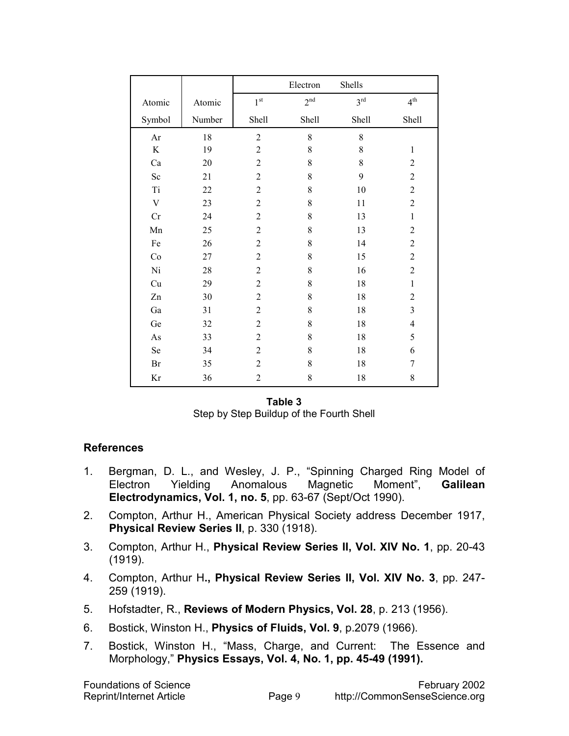| | | Electron Shells | | | |
|---|---|---|---|---|---|
| Atomic Symbol | Atomic Number | 1[st] Shell | 2[nd] Shell | 3[rd] Shell | 4[th] Shell |
| Ar | 18 | 2 | 8 | 8 | |
| K | 19 | 2 | 8 | 8 | 1 |
| Ca | 20 | 2 | 8 | 8 | 2 |
| Sc | 21 | 2 | 8 | 9 | 2 |
| Ti | 22 | 2 | 8 | 10 | 2 |
| V | 23 | 2 | 8 | 11 | 2 |
| Cr | 24 | 2 | 8 | 13 | 1 |
| Mn | 25 | 2 | 8 | 13 | 2 |
| Fe | 26 | 2 | 8 | 14 | 2 |
| Co | 27 | 2 | 8 | 15 | 2 |
| Ni | 28 | 2 | 8 | 16 | 2 |
| Cu | 29 | 2 | 8 | 18 | 1 |
| Zn | 30 | 2 | 8 | 18 | 2 |
| Ga | 31 | 2 | 8 | 18 | 3 |
| Ge | 32 | 2 | 8 | 18 | 4 |
| As | 33 | 2 | 8 | 18 | 5 |
| Se | 34 | 2 | 8 | 18 | 6 |
| Br | 35 | 2 | 8 | 18 | 7 |
| Kr | 36 | 2 | 8 | 18 | 8 |

**Table 3**
Step by Step Buildup of the Fourth Shell

## References

1. Bergman, D. L., and Wesley, J. P., "Spinning Charged Ring Model of Electron Yielding Anomalous Magnetic Moment", **Galilean Electrodynamics, Vol. 1, no. 5**, pp. 63-67 (Sept/Oct 1990).
2. Compton, Arthur H., American Physical Society address December 1917, **Physical Review Series II**, p. 330 (1918).
3. Compton, Arthur H., **Physical Review Series II, Vol. XIV No. 1**, pp. 20-43 (1919).
4. Compton, Arthur H**., Physical Review Series II, Vol. XIV No. 3**, pp. 247-259 (1919).
5. Hofstadter, R., **Reviews of Modern Physics, Vol. 28**, p. 213 (1956).
6. Bostick, Winston H., **Physics of Fluids, Vol. 9**, p.2079 (1966).
7. Bostick, Winston H., "Mass, Charge, and Current: The Essence and Morphology," **Physics Essays, Vol. 4, No. 1, pp. 45-49 (1991).**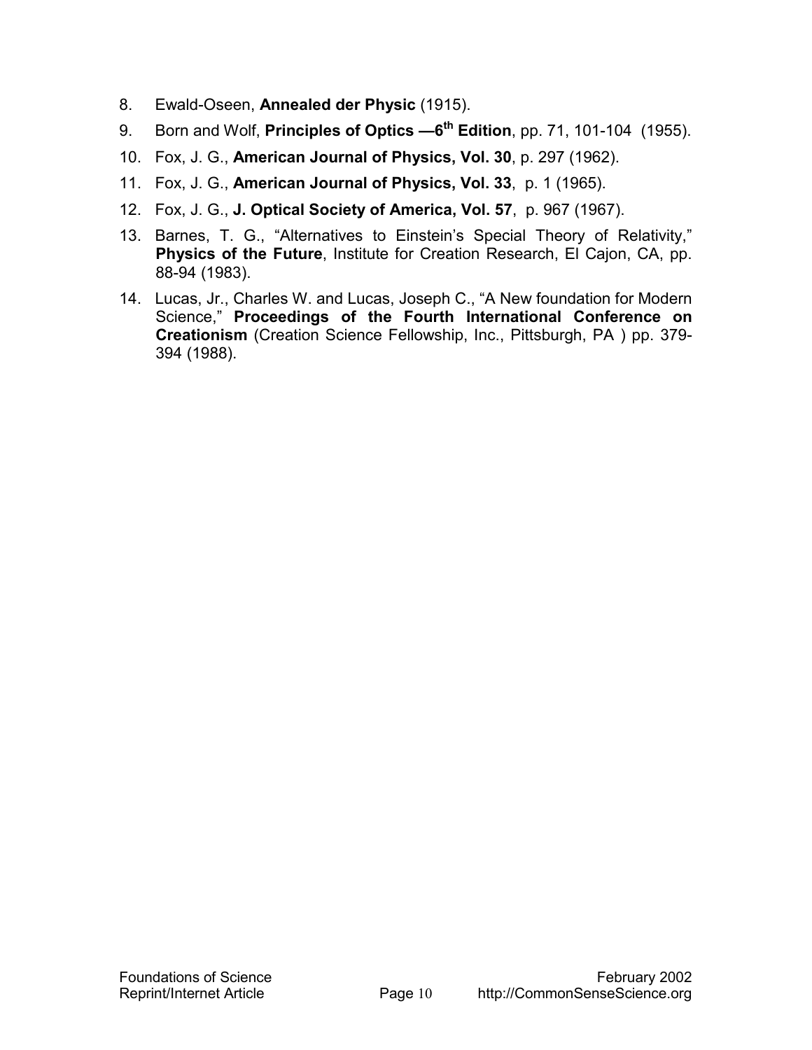8. Ewald-Oseen, **Annealed der Physic** (1915).
9. Born and Wolf, **Principles of Optics —6th Edition**, pp. 71, 101-104 (1955).
10. Fox, J. G., **American Journal of Physics, Vol. 30**, p. 297 (1962).
11. Fox, J. G., **American Journal of Physics, Vol. 33**, p. 1 (1965).
12. Fox, J. G., **J. Optical Society of America, Vol. 57**, p. 967 (1967).
13. Barnes, T. G., "Alternatives to Einstein's Special Theory of Relativity," **Physics of the Future**, Institute for Creation Research, El Cajon, CA, pp. 88-94 (1983).
14. Lucas, Jr., Charles W. and Lucas, Joseph C., "A New foundation for Modern Science," **Proceedings of the Fourth International Conference on Creationism** (Creation Science Fellowship, Inc., Pittsburgh, PA ) pp. 379-394 (1988).